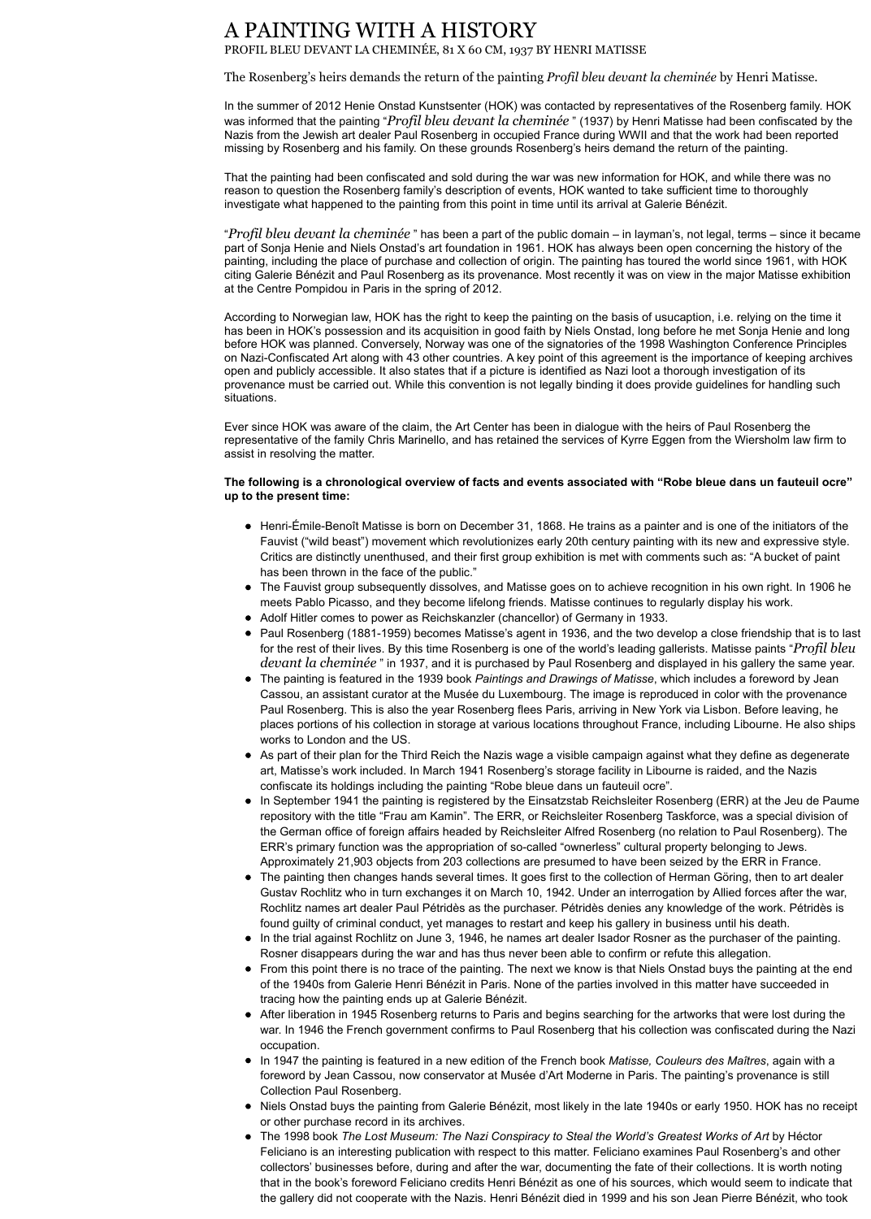# A PAINTING WITH A HISTORY

PROFIL BLEU DEVANT LA CHEMINÉE, 81 X 60 CM, 1937 BY HENRI MATISSE

The Rosenberg's heirs demands the return of the painting *Profil bleu devant la cheminée* by Henri Matisse.

In the summer of 2012 Henie Onstad Kunstsenter (HOK) was contacted by representatives of the Rosenberg family. HOK was informed that the painting "*Profil bleu devant la cheminée* " (1937) by Henri Matisse had been confiscated by the Nazis from the Jewish art dealer Paul Rosenberg in occupied France during WWII and that the work had been reported missing by Rosenberg and his family. On these grounds Rosenberg's heirs demand the return of the painting.

That the painting had been confiscated and sold during the war was new information for HOK, and while there was no reason to question the Rosenberg family's description of events, HOK wanted to take sufficient time to thoroughly investigate what happened to the painting from this point in time until its arrival at Galerie Bénézit.

"*Profil bleu devant la cheminée* " has been a part of the public domain – in layman's, not legal, terms – since it became part of Sonja Henie and Niels Onstad's art foundation in 1961. HOK has always been open concerning the history of the painting, including the place of purchase and collection of origin. The painting has toured the world since 1961, with HOK citing Galerie Bénézit and Paul Rosenberg as its provenance. Most recently it was on view in the major Matisse exhibition at the Centre Pompidou in Paris in the spring of 2012.

According to Norwegian law, HOK has the right to keep the painting on the basis of usucaption, i.e. relying on the time it has been in HOK's possession and its acquisition in good faith by Niels Onstad, long before he met Sonja Henie and long before HOK was planned. Conversely, Norway was one of the signatories of the 1998 Washington Conference Principles on Nazi-Confiscated Art along with 43 other countries. A key point of this agreement is the importance of keeping archives open and publicly accessible. It also states that if a picture is identified as Nazi loot a thorough investigation of its provenance must be carried out. While this convention is not legally binding it does provide guidelines for handling such situations.

Ever since HOK was aware of the claim, the Art Center has been in dialogue with the heirs of Paul Rosenberg the representative of the family Chris Marinello, and has retained the services of Kyrre Eggen from the Wiersholm law firm to assist in resolving the matter.

**The following is a chronological overview of facts and events associated with "Robe bleue dans un fauteuil ocre" up to the present time:**

- Henri-Émile-Benoît Matisse is born on December 31, 1868. He trains as a painter and is one of the initiators of the Fauvist ("wild beast") movement which revolutionizes early 20th century painting with its new and expressive style. Critics are distinctly unenthused, and their first group exhibition is met with comments such as: "A bucket of paint has been thrown in the face of the public."
- The Fauvist group subsequently dissolves, and Matisse goes on to achieve recognition in his own right. In 1906 he meets Pablo Picasso, and they become lifelong friends. Matisse continues to regularly display his work.
- Adolf Hitler comes to power as Reichskanzler (chancellor) of Germany in 1933.
- Paul Rosenberg (1881-1959) becomes Matisse's agent in 1936, and the two develop a close friendship that is to last for the rest of their lives. By this time Rosenberg is one of the world's leading gallerists. Matisse paints "*Profil bleu devant la cheminée* " in 1937, and it is purchased by Paul Rosenberg and displayed in his gallery the same year.
- The painting is featured in the 1939 book *Paintings and Drawings of Matisse*, which includes a foreword by Jean Cassou, an assistant curator at the Musée du Luxembourg. The image is reproduced in color with the provenance Paul Rosenberg. This is also the year Rosenberg flees Paris, arriving in New York via Lisbon. Before leaving, he places portions of his collection in storage at various locations throughout France, including Libourne. He also ships works to London and the US.
- As part of their plan for the Third Reich the Nazis wage a visible campaign against what they define as degenerate art, Matisse's work included. In March 1941 Rosenberg's storage facility in Libourne is raided, and the Nazis confiscate its holdings including the painting "Robe bleue dans un fauteuil ocre".
- In September 1941 the painting is registered by the Einsatzstab Reichsleiter Rosenberg (ERR) at the Jeu de Paume repository with the title "Frau am Kamin". The ERR, or Reichsleiter Rosenberg Taskforce, was a special division of the German office of foreign affairs headed by Reichsleiter Alfred Rosenberg (no relation to Paul Rosenberg). The ERR's primary function was the appropriation of so-called "ownerless" cultural property belonging to Jews. Approximately 21,903 objects from 203 collections are presumed to have been seized by the ERR in France.
- The painting then changes hands several times. It goes first to the collection of Herman Göring, then to art dealer Gustav Rochlitz who in turn exchanges it on March 10, 1942. Under an interrogation by Allied forces after the war, Rochlitz names art dealer Paul Pétridès as the purchaser. Pétridès denies any knowledge of the work. Pétridès is found guilty of criminal conduct, yet manages to restart and keep his gallery in business until his death.
- In the trial against Rochlitz on June 3, 1946, he names art dealer Isador Rosner as the purchaser of the painting. Rosner disappears during the war and has thus never been able to confirm or refute this allegation.
- From this point there is no trace of the painting. The next we know is that Niels Onstad buys the painting at the end of the 1940s from Galerie Henri Bénézit in Paris. None of the parties involved in this matter have succeeded in tracing how the painting ends up at Galerie Bénézit.
- After liberation in 1945 Rosenberg returns to Paris and begins searching for the artworks that were lost during the war. In 1946 the French government confirms to Paul Rosenberg that his collection was confiscated during the Nazi occupation.
- In 1947 the painting is featured in a new edition of the French book *Matisse, Couleurs des Maîtres*, again with a foreword by Jean Cassou, now conservator at Musée d'Art Moderne in Paris. The painting's provenance is still Collection Paul Rosenberg.
- Niels Onstad buys the painting from Galerie Bénézit, most likely in the late 1940s or early 1950. HOK has no receipt or other purchase record in its archives.
- The 1998 book *The Lost Museum: The Nazi Conspiracy to Steal the World's Greatest Works of Art* by Héctor Feliciano is an interesting publication with respect to this matter. Feliciano examines Paul Rosenberg's and other collectors' businesses before, during and after the war, documenting the fate of their collections. It is worth noting that in the book's foreword Feliciano credits Henri Bénézit as one of his sources, which would seem to indicate that the gallery did not cooperate with the Nazis. Henri Bénézit died in 1999 and his son Jean Pierre Bénézit, who took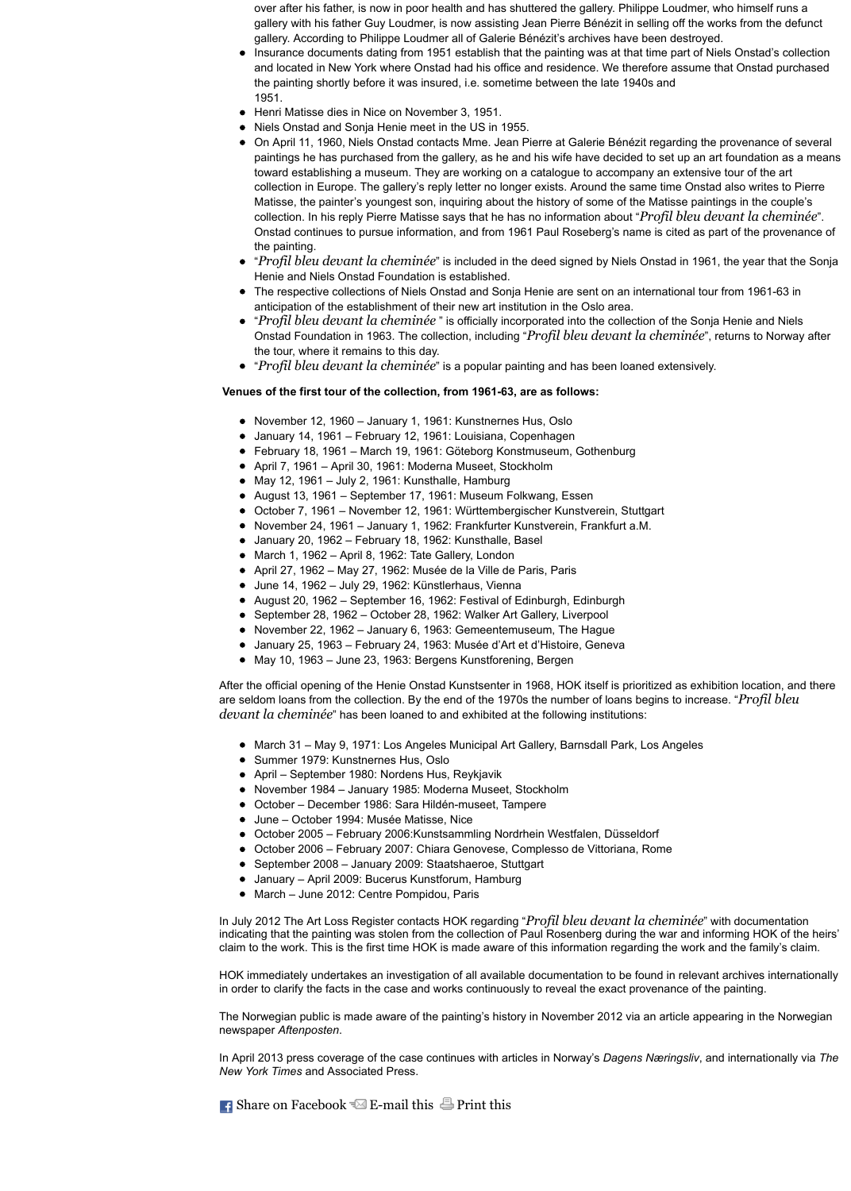over after his father, is now in poor health and has shuttered the gallery. Philippe Loudmer, who himself runs a gallery with his father Guy Loudmer, is now assisting Jean Pierre Bénézit in selling off the works from the defunct gallery. According to Philippe Loudmer all of Galerie Bénézit's archives have been destroyed.

- Insurance documents dating from 1951 establish that the painting was at that time part of Niels Onstad's collection and located in New York where Onstad had his office and residence. We therefore assume that Onstad purchased the painting shortly before it was insured, i.e. sometime between the late 1940s and 1951.
- Henri Matisse dies in Nice on November 3, 1951.
- Niels Onstad and Sonja Henie meet in the US in 1955.
- On April 11, 1960, Niels Onstad contacts Mme. Jean Pierre at Galerie Bénézit regarding the provenance of several paintings he has purchased from the gallery, as he and his wife have decided to set up an art foundation as a means toward establishing a museum. They are working on a catalogue to accompany an extensive tour of the art collection in Europe. The gallery's reply letter no longer exists. Around the same time Onstad also writes to Pierre Matisse, the painter's youngest son, inquiring about the history of some of the Matisse paintings in the couple's collection. In his reply Pierre Matisse says that he has no information about "*Profil bleu devant la cheminée*". Onstad continues to pursue information, and from 1961 Paul Roseberg's name is cited as part of the provenance of the painting.
- "*Profil bleu devant la cheminée*" is included in the deed signed by Niels Onstad in 1961, the year that the Sonja Henie and Niels Onstad Foundation is established.
- The respective collections of Niels Onstad and Sonja Henie are sent on an international tour from 1961-63 in anticipation of the establishment of their new art institution in the Oslo area.
- "*Profil bleu devant la cheminée* " is officially incorporated into the collection of the Sonja Henie and Niels Onstad Foundation in 1963. The collection, including "*Profil bleu devant la cheminée*", returns to Norway after the tour, where it remains to this day.
- "*Profil bleu devant la cheminée*" is a popular painting and has been loaned extensively.

**Venues of the first tour of the collection, from 1961-63, are as follows:**

- November 12, 1960 – January 1, 1961: Kunstnernes Hus, Oslo
- January 14, 1961 – February 12, 1961: Louisiana, Copenhagen
- February 18, 1961 – March 19, 1961: Göteborg Konstmuseum, Gothenburg
- April 7, 1961 – April 30, 1961: Moderna Museet, Stockholm
- May 12, 1961 – July 2, 1961: Kunsthalle, Hamburg
- August 13, 1961 – September 17, 1961: Museum Folkwang, Essen
- October 7, 1961 – November 12, 1961: Württembergischer Kunstverein, Stuttgart
- November 24, 1961 – January 1, 1962: Frankfurter Kunstverein, Frankfurt a.M.
- January 20, 1962 – February 18, 1962: Kunsthalle, Basel
- March 1, 1962 – April 8, 1962: Tate Gallery, London
- April 27, 1962 – May 27, 1962: Musée de la Ville de Paris, Paris
- June 14, 1962 – July 29, 1962: Künstlerhaus, Vienna
- August 20, 1962 – September 16, 1962: Festival of Edinburgh, Edinburgh
- September 28, 1962 – October 28, 1962: Walker Art Gallery, Liverpool
- November 22, 1962 – January 6, 1963: Gemeentemuseum, The Hague
- January 25, 1963 – February 24, 1963: Musée d'Art et d'Histoire, Geneva
- May 10, 1963 – June 23, 1963: Bergens Kunstforening, Bergen

After the official opening of the Henie Onstad Kunstsenter in 1968, HOK itself is prioritized as exhibition location, and there are seldom loans from the collection. By the end of the 1970s the number of loans begins to increase. "*Profil bleu devant la cheminée*" has been loaned to and exhibited at the following institutions:

- March 31 – May 9, 1971: Los Angeles Municipal Art Gallery, Barnsdall Park, Los Angeles
- Summer 1979: Kunstnernes Hus, Oslo
- April – September 1980: Nordens Hus, Reykjavik
- November 1984 – January 1985: Moderna Museet, Stockholm
- October – December 1986: Sara Hildén-museet, Tampere
- June – October 1994: Musée Matisse, Nice
- October 2005 – February 2006:Kunstsammling Nordrhein Westfalen, Düsseldorf
- October 2006 – February 2007: Chiara Genovese, Complesso de Vittoriana, Rome
- September 2008 – January 2009: Staatshaeroe, Stuttgart
- January – April 2009: Bucerus Kunstforum, Hamburg
- March – June 2012: Centre Pompidou, Paris

In July 2012 The Art Loss Register contacts HOK regarding "*Profil bleu devant la cheminée*" with documentation indicating that the painting was stolen from the collection of Paul Rosenberg during the war and informing HOK of the heirs' claim to the work. This is the first time HOK is made aware of this information regarding the work and the family's claim.

HOK immediately undertakes an investigation of all available documentation to be found in relevant archives internationally in order to clarify the facts in the case and works continuously to reveal the exact provenance of the painting.

The Norwegian public is made aware of the painting's history in November 2012 via an article appearing in the Norwegian newspaper *Aftenposten*.

In April 2013 press coverage of the case continues with articles in Norway's *Dagens Næringsliv*, and internationally via *The New York Times* and Associated Press.

Share on Facebook E-mail this Print this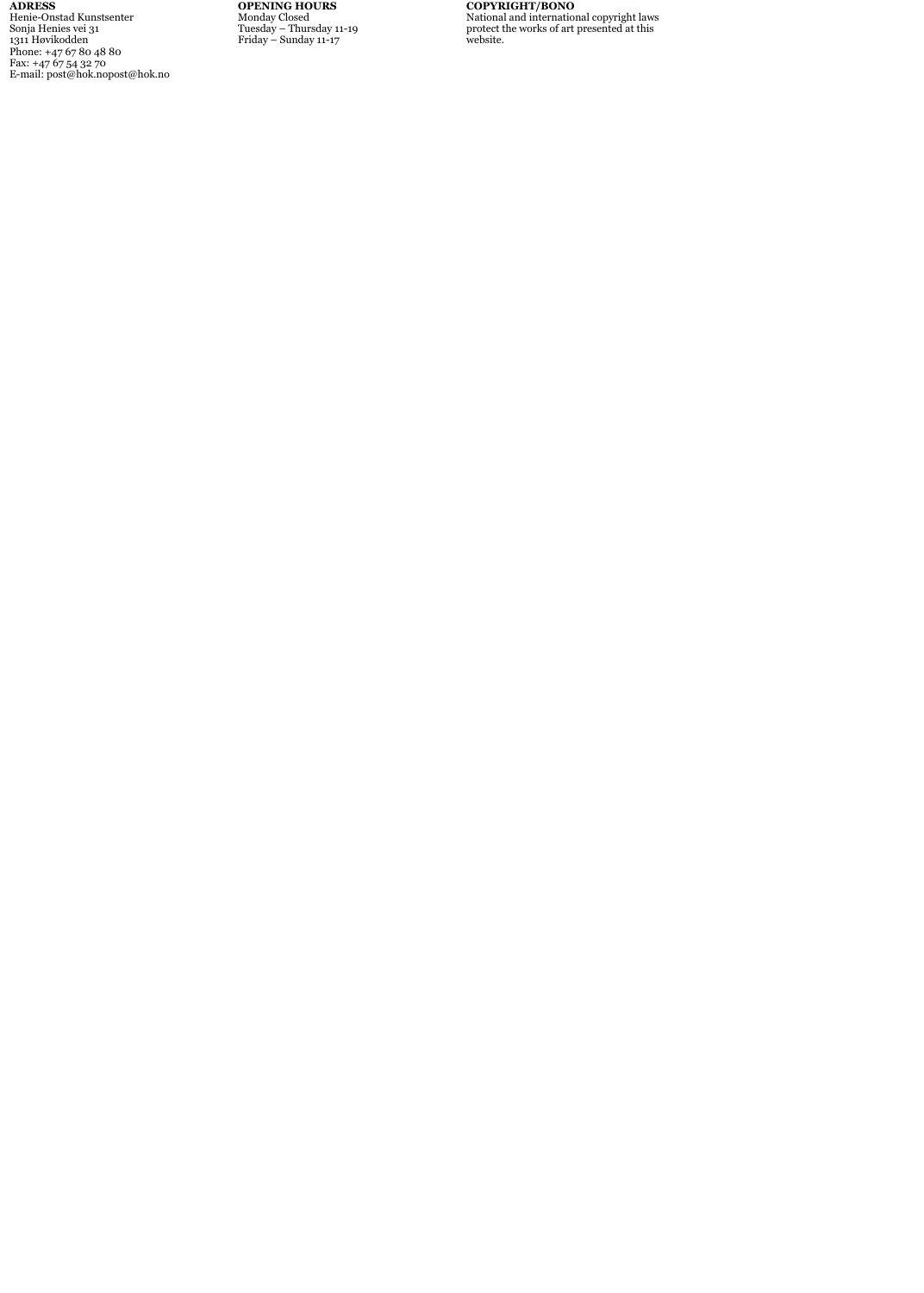**ADRESS**
Henie-Onstad Kunstsenter
Sonja Henies vei 31
1311 Høvikodden
Phone: +47 67 80 48 80
Fax: +47 67 54 32 70
E-mail: post@hok.nopost@hok.no

**OPENING HOURS**
Monday Closed
Tuesday – Thursday 11-19
Friday – Sunday 11-17

**COPYRIGHT/BONO**
National and international copyright laws protect the works of art presented at this website.